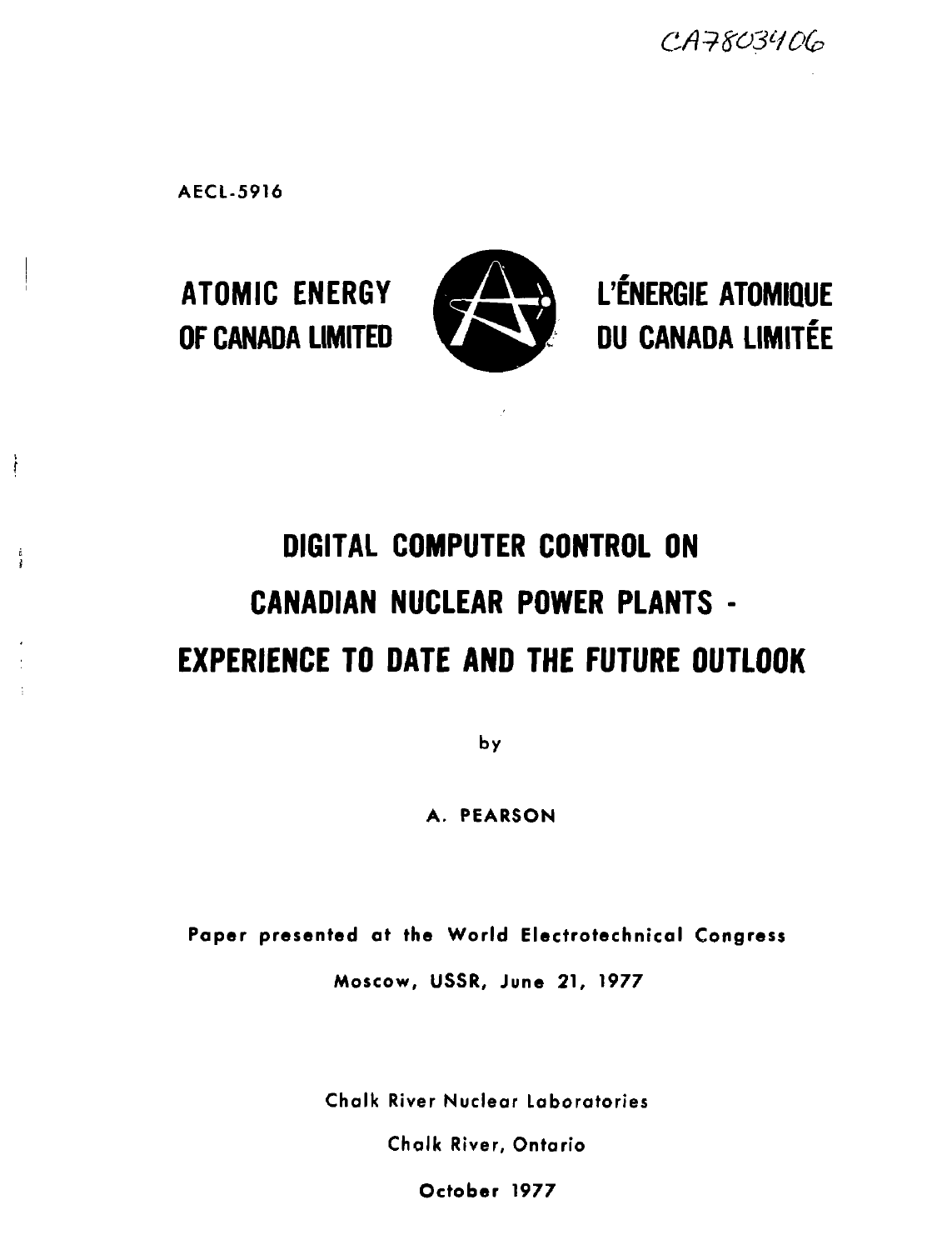CA7803406

AECL-5916

ATOMIC ENERGY OF CANADA LIMITED

L'ÉNERGIE ATOMIQUE DU CANADA LIMITÉE

# DIGITAL COMPUTER CONTROL ON CANADIAN NUCLEAR POWER PLANTS - EXPERIENCE TO DATE AND THE FUTURE OUTLOOK

by

A. PEARSON

Paper presented at the World Electrotechnical Congress

Moscow, USSR, June 21, 1977

Chalk River Nuclear Laboratories

Chalk River, Ontario

October 1977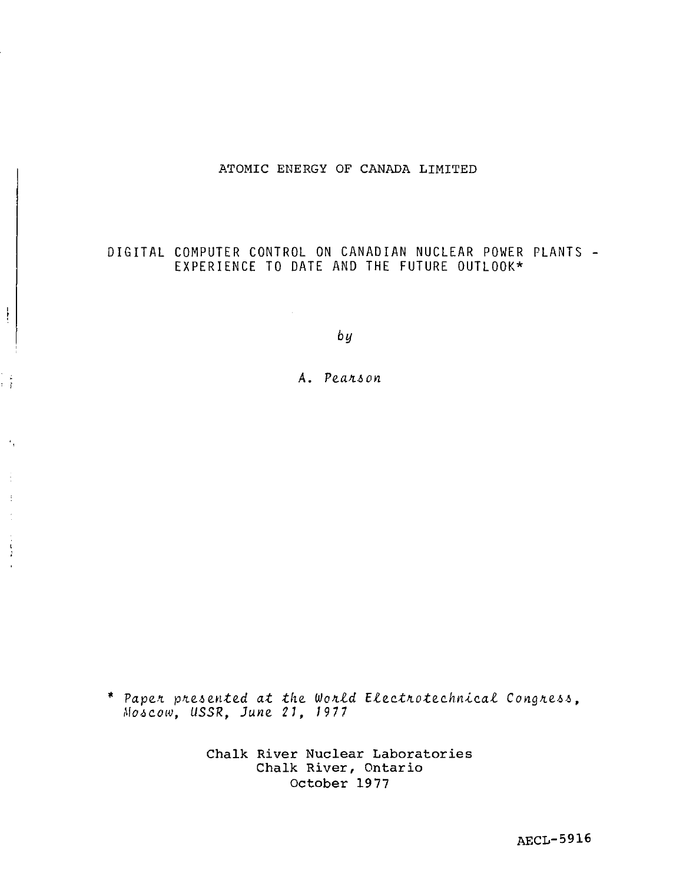ATOMIC ENERGY OF CANADA LIMITED

# DIGITAL COMPUTER CONTROL ON CANADIAN NUCLEAR POWER PLANTS - EXPERIENCE TO DATE AND THE FUTURE OUTLOOK*

*by*

*A. Pearson*

\* *Paper presented at the World Electrotechnical Congress, Moscow, USSR, June 21, 1977*

Chalk River Nuclear Laboratories
Chalk River, Ontario
October 1977

AECL-5916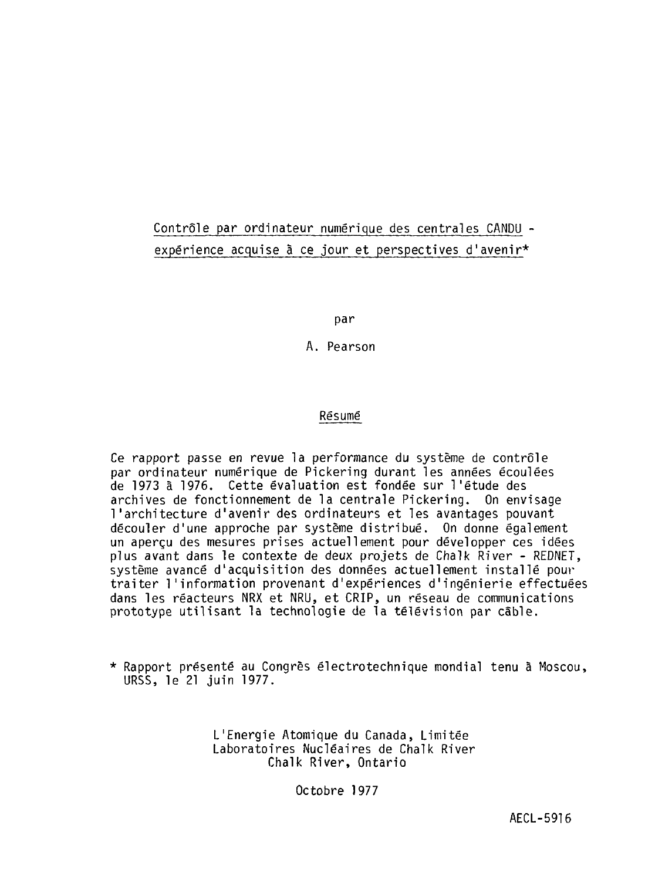# Contrôle par ordinateur numérique des centrales CANDU - expérience acquise à ce jour et perspectives d'avenir*

par

A. Pearson

## Résumé

Ce rapport passe en revue la performance du système de contrôle par ordinateur numérique de Pickering durant les années écoulées de 1973 à 1976. Cette évaluation est fondée sur l'étude des archives de fonctionnement de la centrale Pickering. On envisage l'architecture d'avenir des ordinateurs et les avantages pouvant découler d'une approche par système distribué. On donne également un aperçu des mesures prises actuellement pour développer ces idées plus avant dans le contexte de deux projets de Chalk River - REDNET, système avancé d'acquisition des données actuellement installé pour traiter l'information provenant d'expériences d'ingénierie effectuées dans les réacteurs NRX et NRU, et CRIP, un réseau de communications prototype utilisant la technologie de la télévision par câble.

\* Rapport présenté au Congrès électrotechnique mondial tenu à Moscou, URSS, le 21 juin 1977.

L'Energie Atomique du Canada, Limitée
Laboratoires Nucléaires de Chalk River
Chalk River, Ontario

Octobre 1977

AECL-5916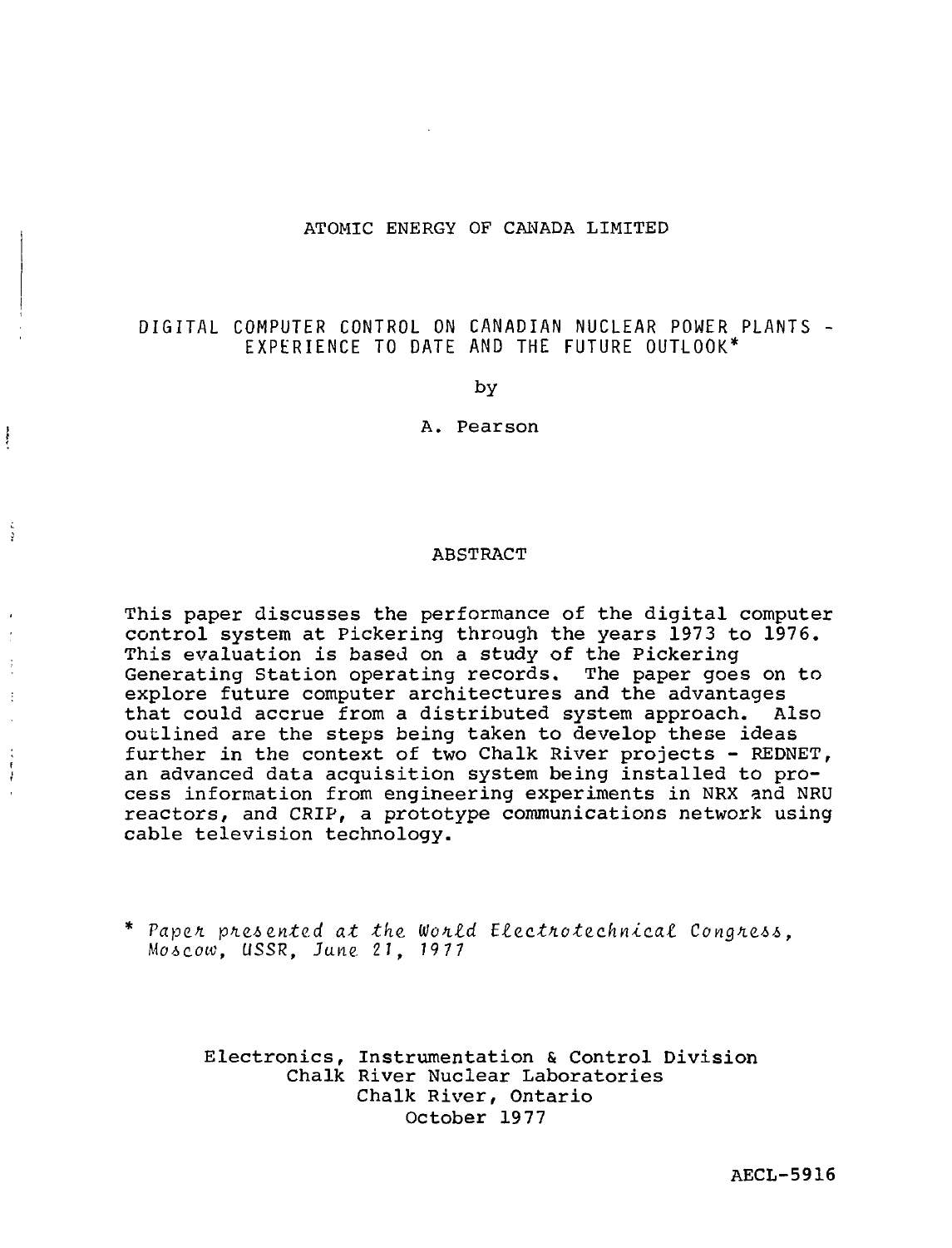ATOMIC ENERGY OF CANADA LIMITED

# DIGITAL COMPUTER CONTROL ON CANADIAN NUCLEAR POWER PLANTS - EXPERIENCE TO DATE AND THE FUTURE OUTLOOK*

by

A. Pearson

## ABSTRACT

This paper discusses the performance of the digital computer control system at Pickering through the years 1973 to 1976. This evaluation is based on a study of the Pickering Generating Station operating records. The paper goes on to explore future computer architectures and the advantages that could accrue from a distributed system approach. Also outlined are the steps being taken to develop these ideas further in the context of two Chalk River projects - REDNET, an advanced data acquisition system being installed to process information from engineering experiments in NRX and NRU reactors, and CRIP, a prototype communications network using cable television technology.

\* *Paper presented at the World Electrotechnical Congress, Moscow, USSR, June 21, 1977*

Electronics, Instrumentation & Control Division
Chalk River Nuclear Laboratories
Chalk River, Ontario
October 1977

AECL-5916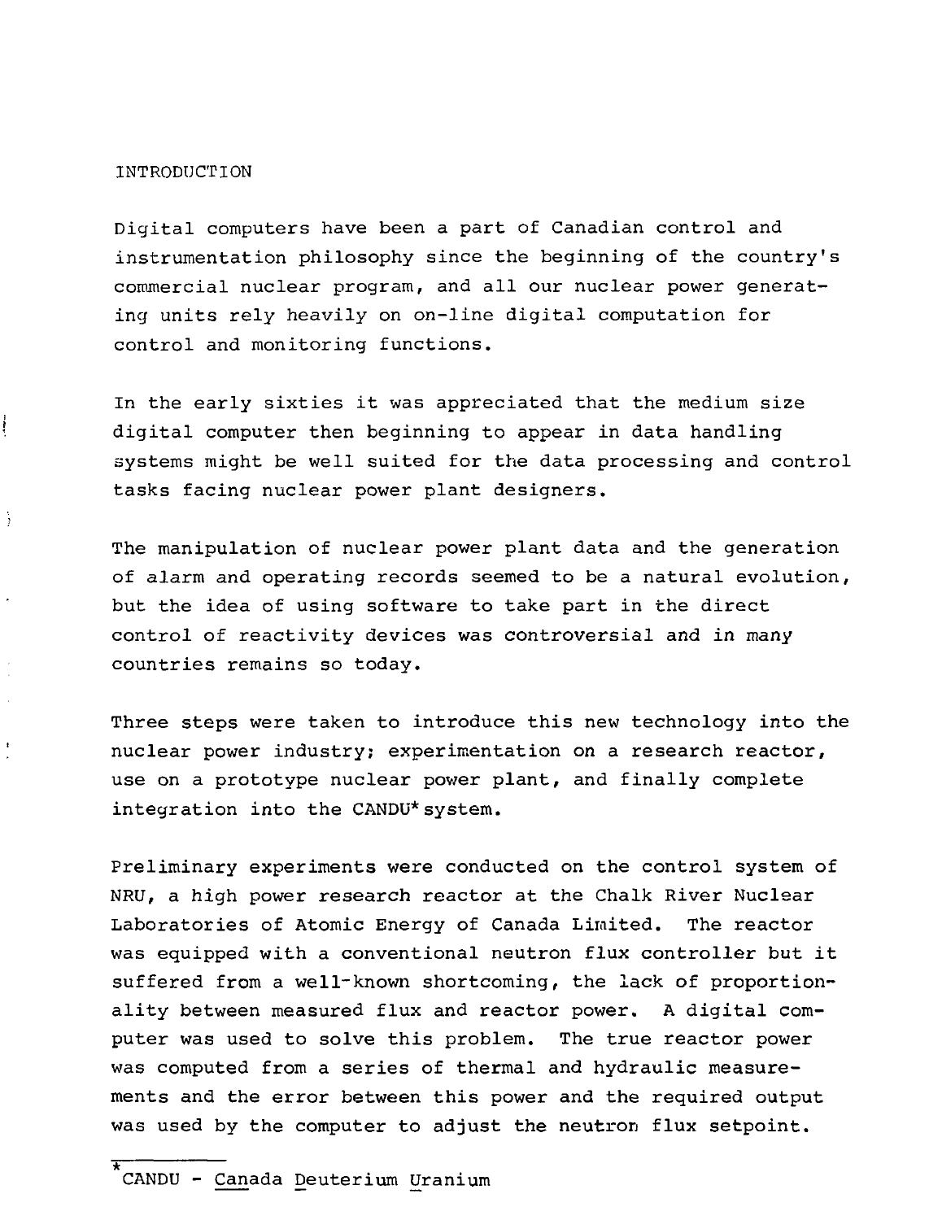## INTRODUCTION

Digital computers have been a part of Canadian control and instrumentation philosophy since the beginning of the country's commercial nuclear program, and all our nuclear power generating units rely heavily on on-line digital computation for control and monitoring functions.

In the early sixties it was appreciated that the medium size digital computer then beginning to appear in data handling systems might be well suited for the data processing and control tasks facing nuclear power plant designers.

The manipulation of nuclear power plant data and the generation of alarm and operating records seemed to be a natural evolution, but the idea of using software to take part in the direct control of reactivity devices was controversial and in many countries remains so today.

Three steps were taken to introduce this new technology into the nuclear power industry; experimentation on a research reactor, use on a prototype nuclear power plant, and finally complete integration into the CANDU* system.

Preliminary experiments were conducted on the control system of NRU, a high power research reactor at the Chalk River Nuclear Laboratories of Atomic Energy of Canada Limited. The reactor was equipped with a conventional neutron flux controller but it suffered from a well-known shortcoming, the lack of proportionality between measured flux and reactor power. A digital computer was used to solve this problem. The true reactor power was computed from a series of thermal and hydraulic measurements and the error between this power and the required output was used by the computer to adjust the neutron flux setpoint.

---

*CANDU - Canada Deuterium Uranium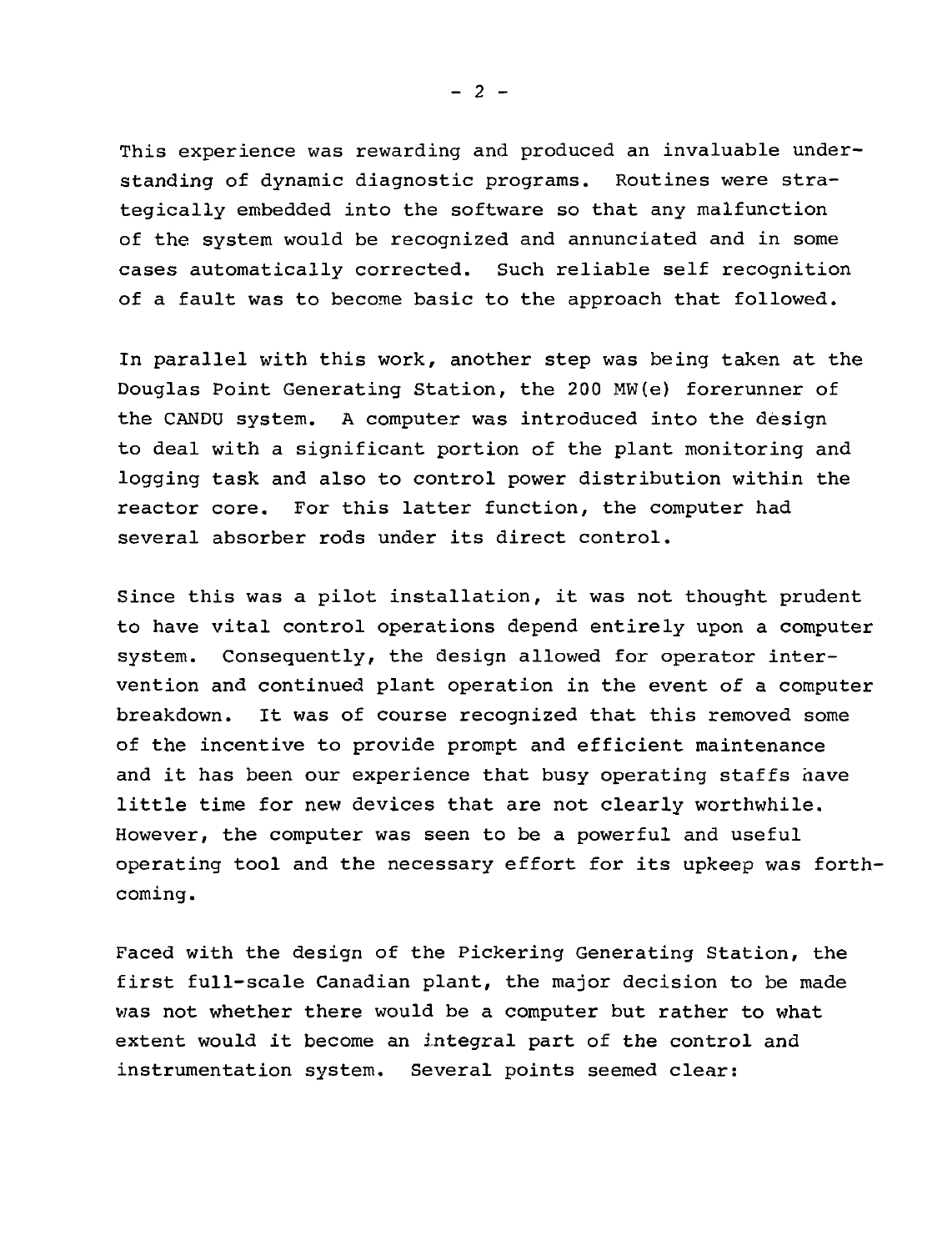This experience was rewarding and produced an invaluable understanding of dynamic diagnostic programs. Routines were strategically embedded into the software so that any malfunction of the system would be recognized and annunciated and in some cases automatically corrected. Such reliable self recognition of a fault was to become basic to the approach that followed.

In parallel with this work, another step was being taken at the Douglas Point Generating Station, the 200 MW(e) forerunner of the CANDU system. A computer was introduced into the design to deal with a significant portion of the plant monitoring and logging task and also to control power distribution within the reactor core. For this latter function, the computer had several absorber rods under its direct control.

Since this was a pilot installation, it was not thought prudent to have vital control operations depend entirely upon a computer system. Consequently, the design allowed for operator intervention and continued plant operation in the event of a computer breakdown. It was of course recognized that this removed some of the incentive to provide prompt and efficient maintenance and it has been our experience that busy operating staffs have little time for new devices that are not clearly worthwhile. However, the computer was seen to be a powerful and useful operating tool and the necessary effort for its upkeep was forthcoming.

Faced with the design of the Pickering Generating Station, the first full-scale Canadian plant, the major decision to be made was not whether there would be a computer but rather to what extent would it become an integral part of the control and instrumentation system. Several points seemed clear: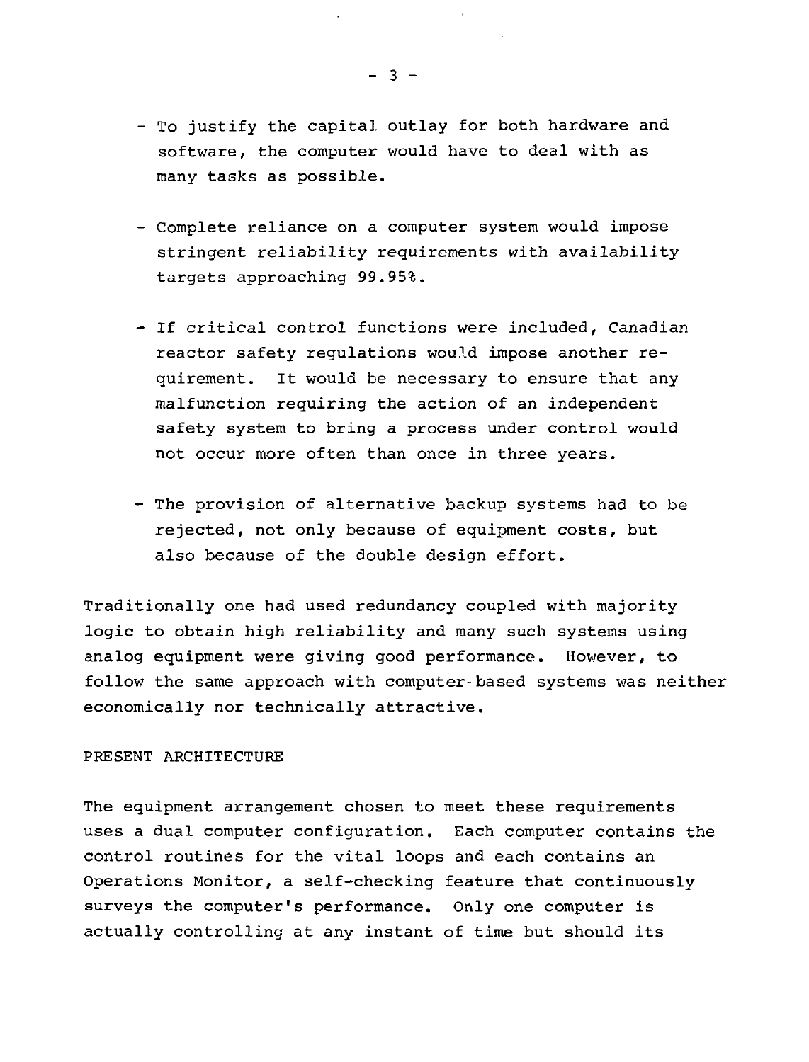- To justify the capital outlay for both hardware and software, the computer would have to deal with as many tasks as possible.

- Complete reliance on a computer system would impose stringent reliability requirements with availability targets approaching 99.95%.

- If critical control functions were included, Canadian reactor safety regulations would impose another requirement. It would be necessary to ensure that any malfunction requiring the action of an independent safety system to bring a process under control would not occur more often than once in three years.

- The provision of alternative backup systems had to be rejected, not only because of equipment costs, but also because of the double design effort.

Traditionally one had used redundancy coupled with majority logic to obtain high reliability and many such systems using analog equipment were giving good performance. However, to follow the same approach with computer-based systems was neither economically nor technically attractive.

## PRESENT ARCHITECTURE

The equipment arrangement chosen to meet these requirements uses a dual computer configuration. Each computer contains the control routines for the vital loops and each contains an Operations Monitor, a self-checking feature that continuously surveys the computer's performance. Only one computer is actually controlling at any instant of time but should its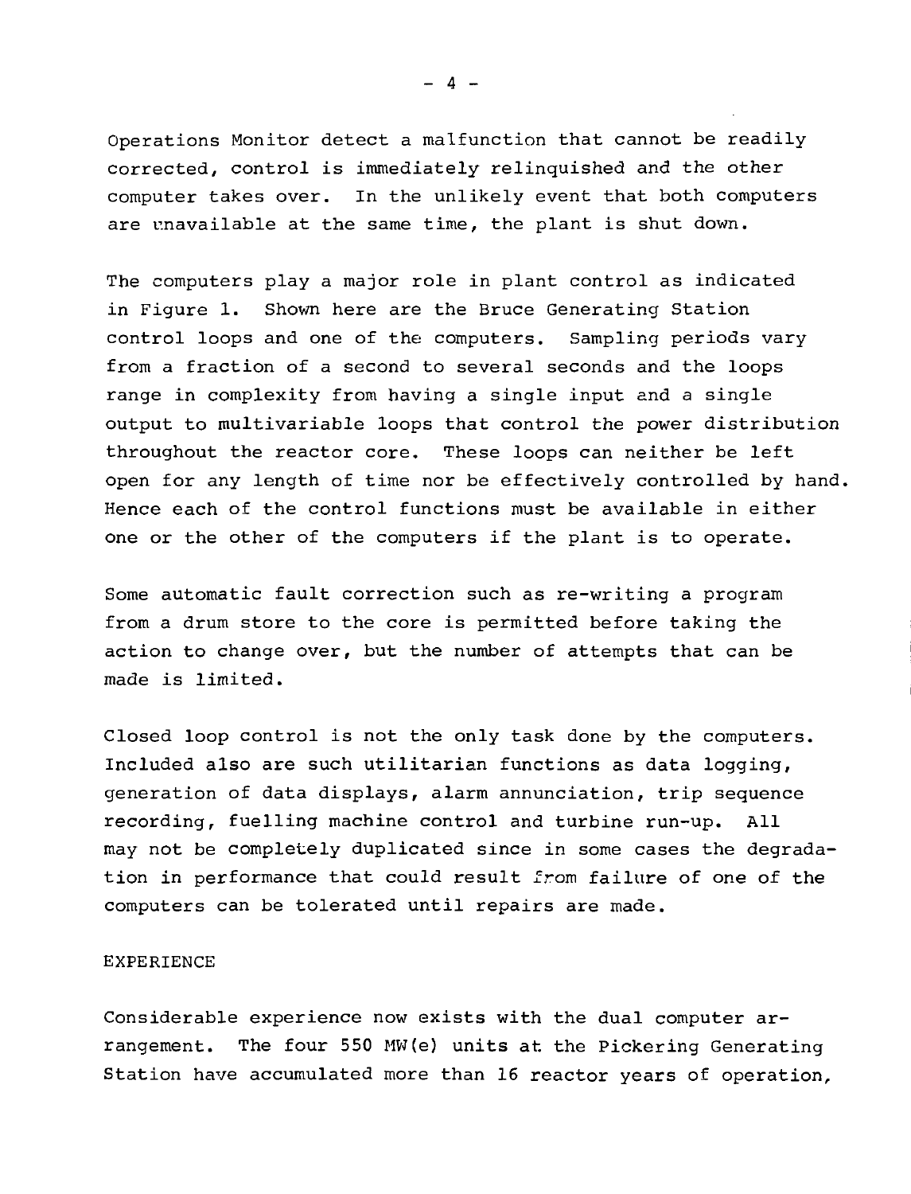Operations Monitor detect a malfunction that cannot be readily corrected, control is immediately relinquished and the other computer takes over. In the unlikely event that both computers are unavailable at the same time, the plant is shut down.

The computers play a major role in plant control as indicated in Figure 1. Shown here are the Bruce Generating Station control loops and one of the computers. Sampling periods vary from a fraction of a second to several seconds and the loops range in complexity from having a single input and a single output to multivariable loops that control the power distribution throughout the reactor core. These loops can neither be left open for any length of time nor be effectively controlled by hand. Hence each of the control functions must be available in either one or the other of the computers if the plant is to operate.

Some automatic fault correction such as re-writing a program from a drum store to the core is permitted before taking the action to change over, but the number of attempts that can be made is limited.

Closed loop control is not the only task done by the computers. Included also are such utilitarian functions as data logging, generation of data displays, alarm annunciation, trip sequence recording, fuelling machine control and turbine run-up. All may not be completely duplicated since in some cases the degradation in performance that could result from failure of one of the computers can be tolerated until repairs are made.

## EXPERIENCE

Considerable experience now exists with the dual computer arrangement. The four 550 MW(e) units at the Pickering Generating Station have accumulated more than 16 reactor years of operation,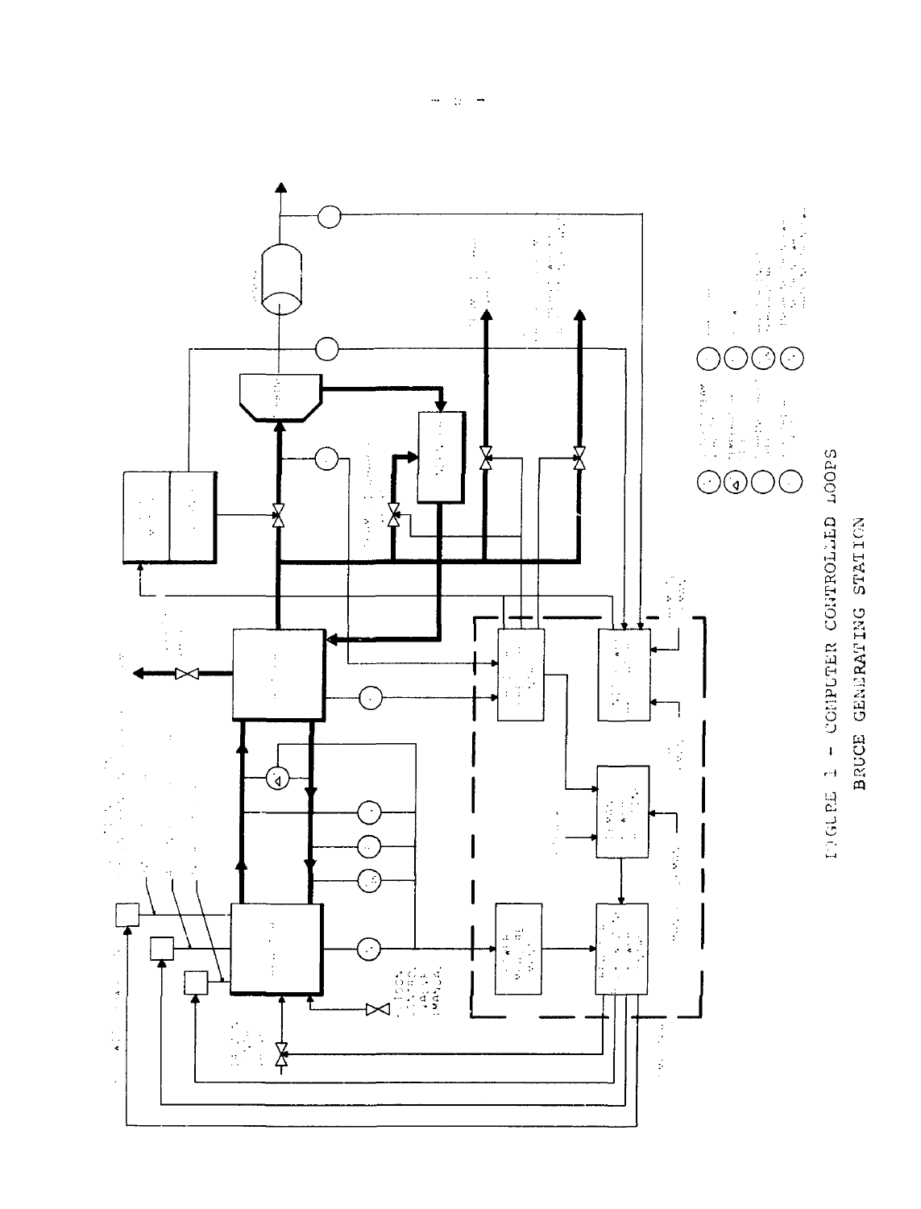FIGURE 1 - COMPUTER CONTROLLED LOOPS
BRUCE GENERATING STATION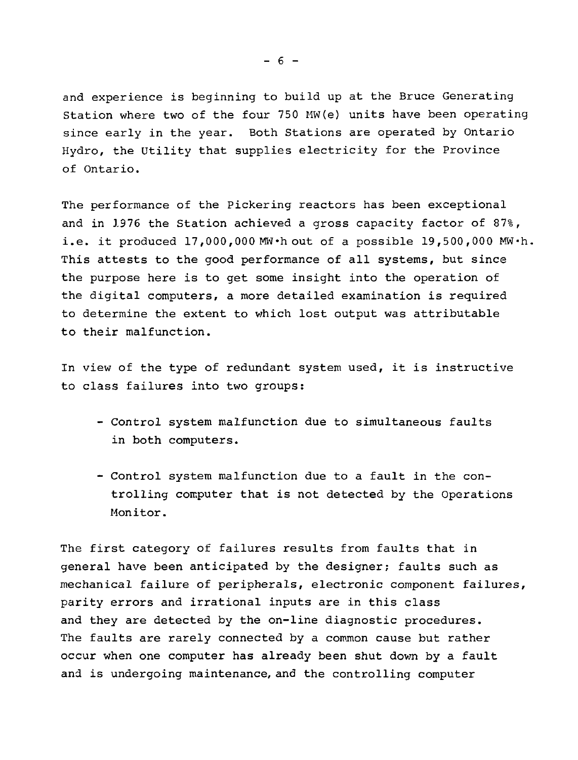and experience is beginning to build up at the Bruce Generating Station where two of the four 750 MW(e) units have been operating since early in the year. Both Stations are operated by Ontario Hydro, the Utility that supplies electricity for the Province of Ontario.

The performance of the Pickering reactors has been exceptional and in 1976 the Station achieved a gross capacity factor of 87%, i.e. it produced 17,000,000 MW·h out of a possible 19,500,000 MW·h. This attests to the good performance of all systems, but since the purpose here is to get some insight into the operation of the digital computers, a more detailed examination is required to determine the extent to which lost output was attributable to their malfunction.

In view of the type of redundant system used, it is instructive to class failures into two groups:

- Control system malfunction due to simultaneous faults in both computers.

- Control system malfunction due to a fault in the controlling computer that is not detected by the Operations Monitor.

The first category of failures results from faults that in general have been anticipated by the designer; faults such as mechanical failure of peripherals, electronic component failures, parity errors and irrational inputs are in this class and they are detected by the on-line diagnostic procedures. The faults are rarely connected by a common cause but rather occur when one computer has already been shut down by a fault and is undergoing maintenance, and the controlling computer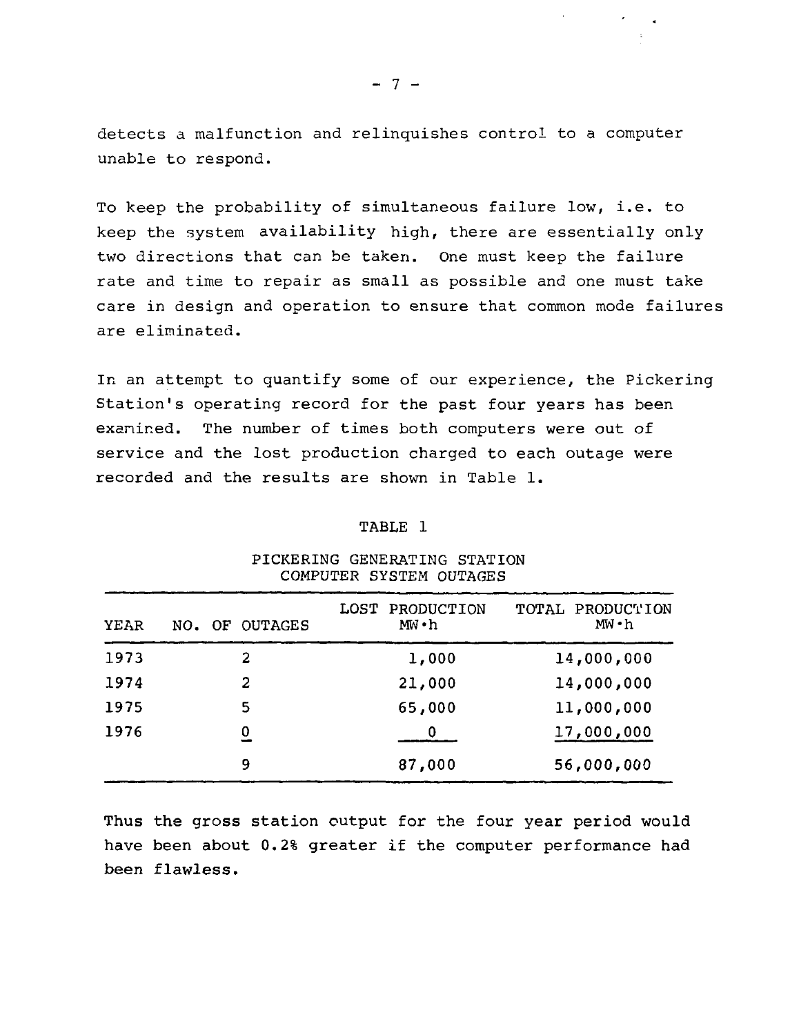detects a malfunction and relinquishes control to a computer unable to respond.

To keep the probability of simultaneous failure low, i.e. to keep the system availability high, there are essentially only two directions that can be taken. One must keep the failure rate and time to repair as small as possible and one must take care in design and operation to ensure that common mode failures are eliminated.

In an attempt to quantify some of our experience, the Pickering Station's operating record for the past four years has been examined. The number of times both computers were out of service and the lost production charged to each outage were recorded and the results are shown in Table 1.

TABLE 1

PICKERING GENERATING STATION
COMPUTER SYSTEM OUTAGES

| YEAR | NO. OF OUTAGES | LOST PRODUCTION MW·h | TOTAL PRODUCTION MW·h |
|---|---|---|---|
| 1973 | 2 | 1,000 | 14,000,000 |
| 1974 | 2 | 21,000 | 14,000,000 |
| 1975 | 5 | 65,000 | 11,000,000 |
| 1976 | 0 | 0 | 17,000,000 |
| | 9 | 87,000 | 56,000,000 |

Thus the gross station output for the four year period would have been about 0.2% greater if the computer performance had been flawless.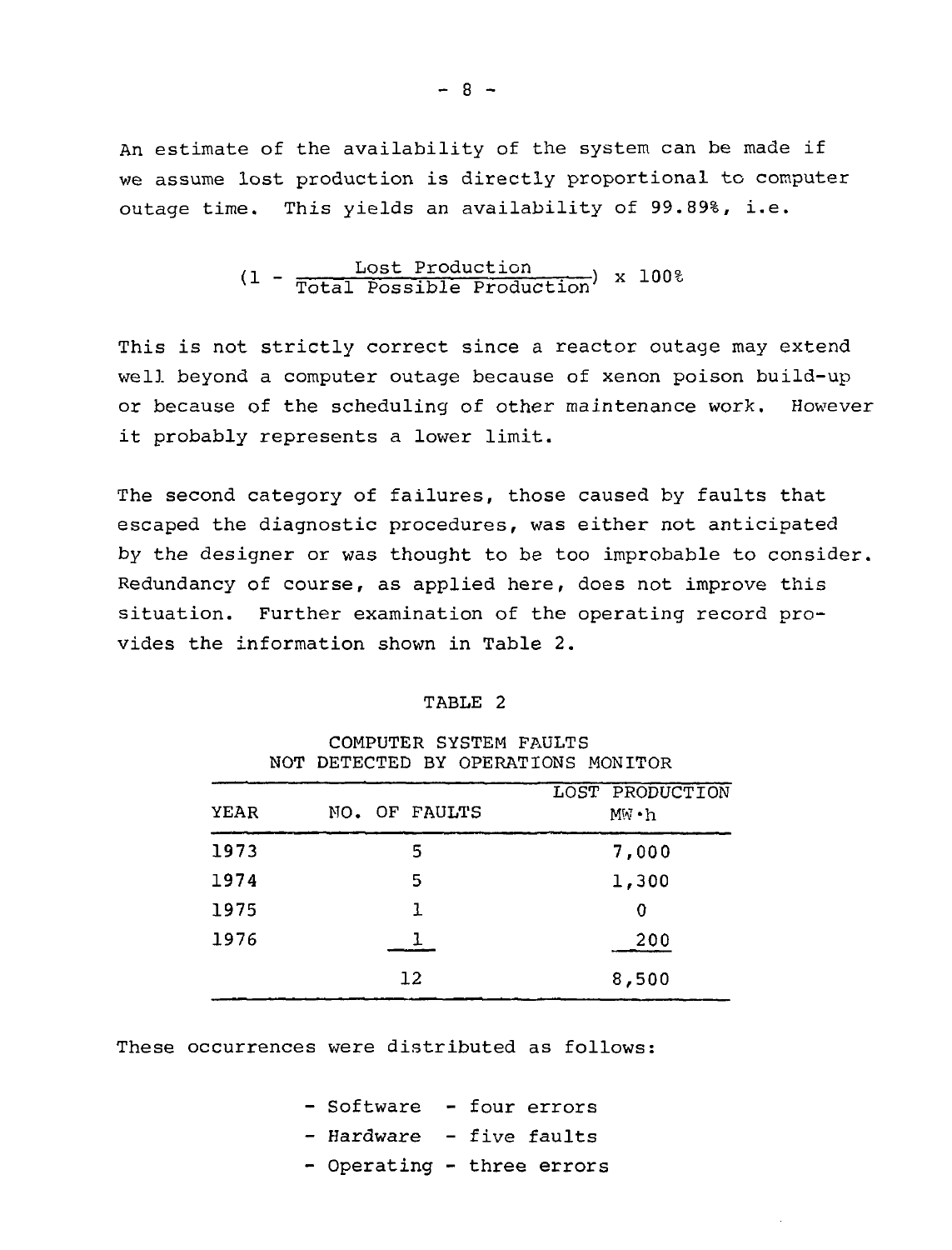An estimate of the availability of the system can be made if we assume lost production is directly proportional to computer outage time. This yields an availability of 99.89%, i.e.

$$\left(1 - \frac{\text{Lost Production}}{\text{Total Possible Production}}\right) \times 100\%$$

This is not strictly correct since a reactor outage may extend well beyond a computer outage because of xenon poison build-up or because of the scheduling of other maintenance work. However it probably represents a lower limit.

The second category of failures, those caused by faults that escaped the diagnostic procedures, was either not anticipated by the designer or was thought to be too improbable to consider. Redundancy of course, as applied here, does not improve this situation. Further examination of the operating record provides the information shown in Table 2.

TABLE 2

COMPUTER SYSTEM FAULTS
NOT DETECTED BY OPERATIONS MONITOR

| YEAR | NO. OF FAULTS | LOST PRODUCTION MW·h |
|---|---|---|
| 1973 | 5 | 7,000 |
| 1974 | 5 | 1,300 |
| 1975 | 1 | 0 |
| 1976 | 1 | 200 |
| | 12 | 8,500 |

These occurrences were distributed as follows:

- Software - four errors
- Hardware - five faults
- Operating - three errors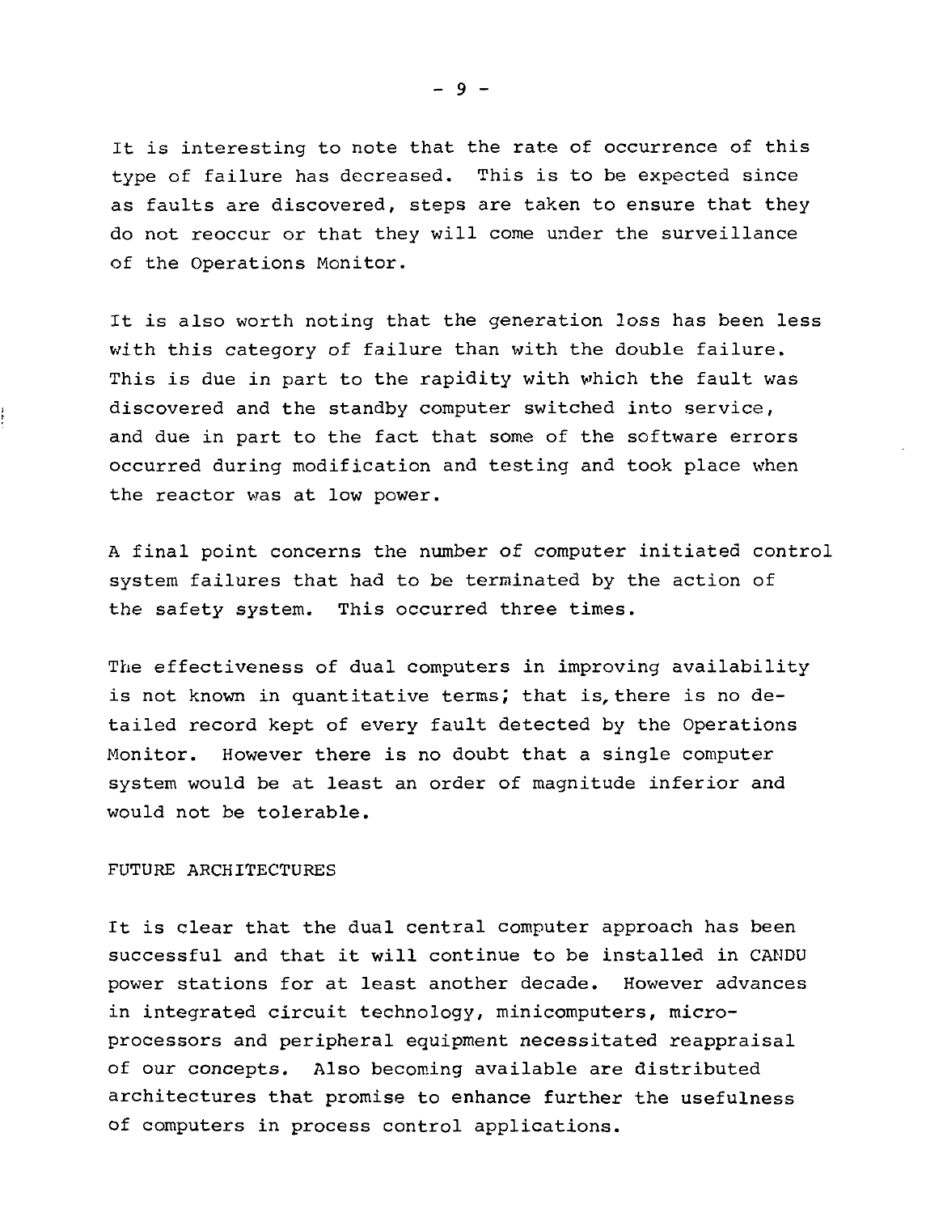It is interesting to note that the rate of occurrence of this type of failure has decreased. This is to be expected since as faults are discovered, steps are taken to ensure that they do not reoccur or that they will come under the surveillance of the Operations Monitor.

It is also worth noting that the generation loss has been less with this category of failure than with the double failure. This is due in part to the rapidity with which the fault was discovered and the standby computer switched into service, and due in part to the fact that some of the software errors occurred during modification and testing and took place when the reactor was at low power.

A final point concerns the number of computer initiated control system failures that had to be terminated by the action of the safety system. This occurred three times.

The effectiveness of dual computers in improving availability is not known in quantitative terms; that is, there is no detailed record kept of every fault detected by the Operations Monitor. However there is no doubt that a single computer system would be at least an order of magnitude inferior and would not be tolerable.

## FUTURE ARCHITECTURES

It is clear that the dual central computer approach has been successful and that it will continue to be installed in CANDU power stations for at least another decade. However advances in integrated circuit technology, minicomputers, microprocessors and peripheral equipment necessitated reappraisal of our concepts. Also becoming available are distributed architectures that promise to enhance further the usefulness of computers in process control applications.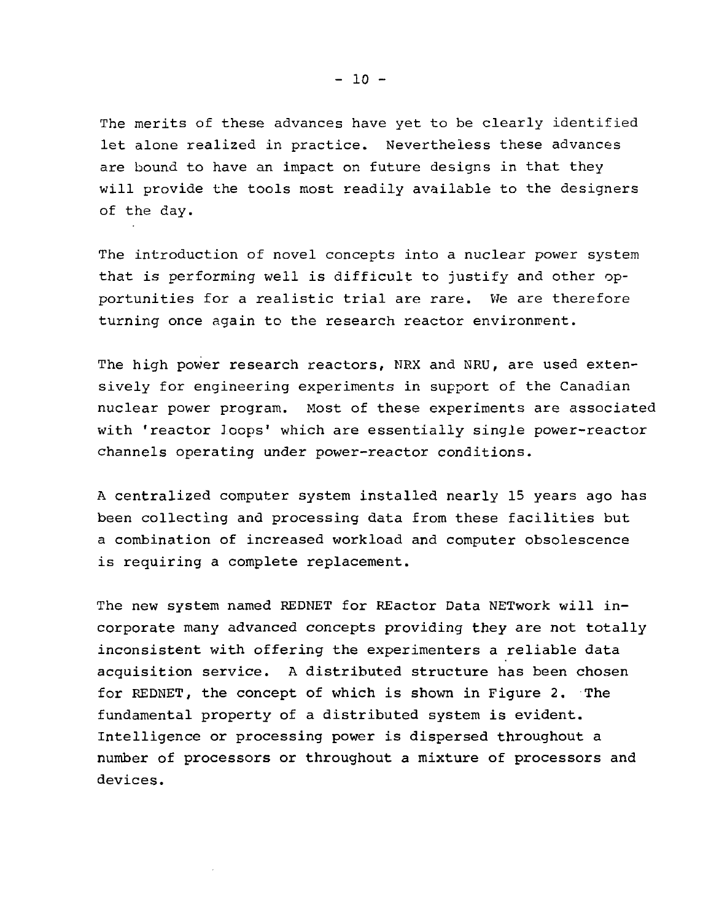The merits of these advances have yet to be clearly identified let alone realized in practice. Nevertheless these advances are bound to have an impact on future designs in that they will provide the tools most readily available to the designers of the day.

The introduction of novel concepts into a nuclear power system that is performing well is difficult to justify and other opportunities for a realistic trial are rare. We are therefore turning once again to the research reactor environment.

The high power research reactors, NRX and NRU, are used extensively for engineering experiments in support of the Canadian nuclear power program. Most of these experiments are associated with 'reactor loops' which are essentially single power-reactor channels operating under power-reactor conditions.

A centralized computer system installed nearly 15 years ago has been collecting and processing data from these facilities but a combination of increased workload and computer obsolescence is requiring a complete replacement.

The new system named REDNET for REactor Data NETwork will incorporate many advanced concepts providing they are not totally inconsistent with offering the experimenters a reliable data acquisition service. A distributed structure has been chosen for REDNET, the concept of which is shown in Figure 2. The fundamental property of a distributed system is evident. Intelligence or processing power is dispersed throughout a number of processors or throughout a mixture of processors and devices.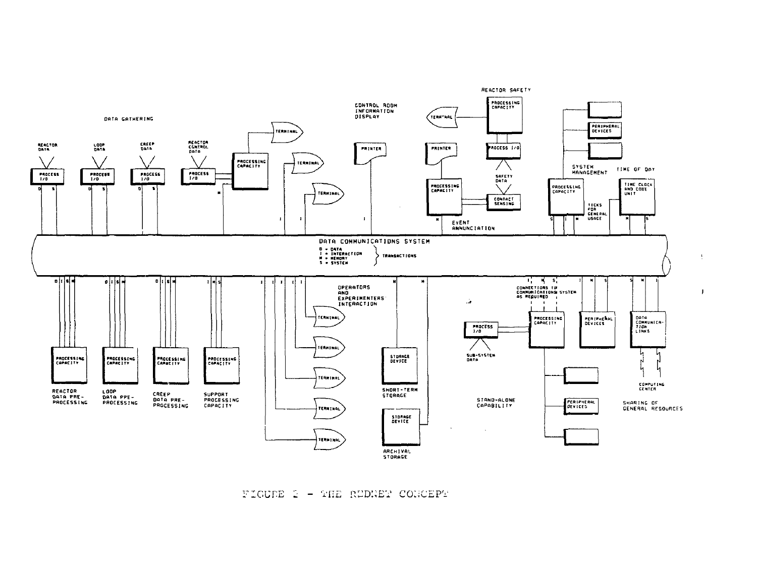FIGURE 2 - THE REDNET CONCEPT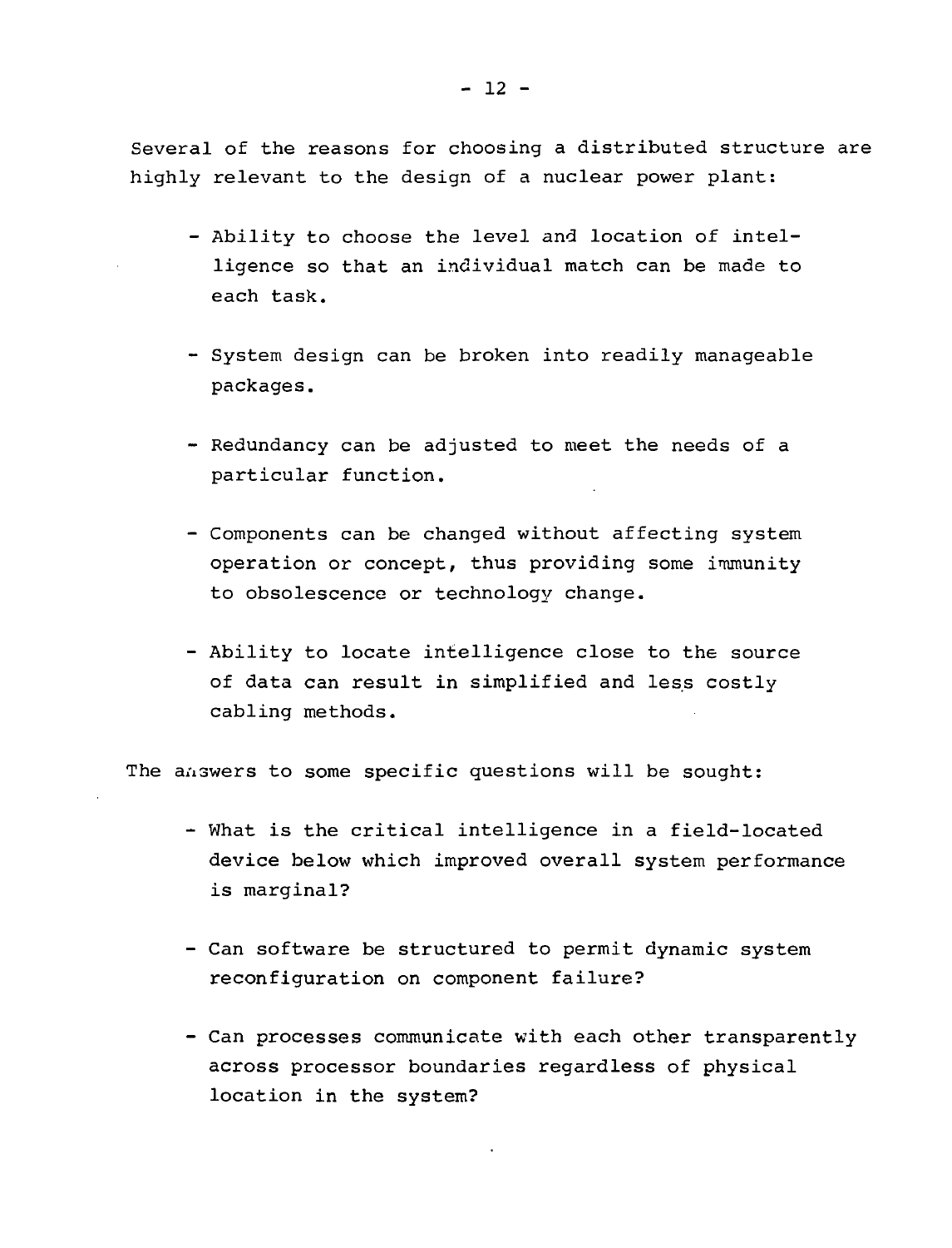Several of the reasons for choosing a distributed structure are highly relevant to the design of a nuclear power plant:

- Ability to choose the level and location of intelligence so that an individual match can be made to each task.

- System design can be broken into readily manageable packages.

- Redundancy can be adjusted to meet the needs of a particular function.

- Components can be changed without affecting system operation or concept, thus providing some immunity to obsolescence or technology change.

- Ability to locate intelligence close to the source of data can result in simplified and less costly cabling methods.

The answers to some specific questions will be sought:

- What is the critical intelligence in a field-located device below which improved overall system performance is marginal?

- Can software be structured to permit dynamic system reconfiguration on component failure?

- Can processes communicate with each other transparently across processor boundaries regardless of physical location in the system?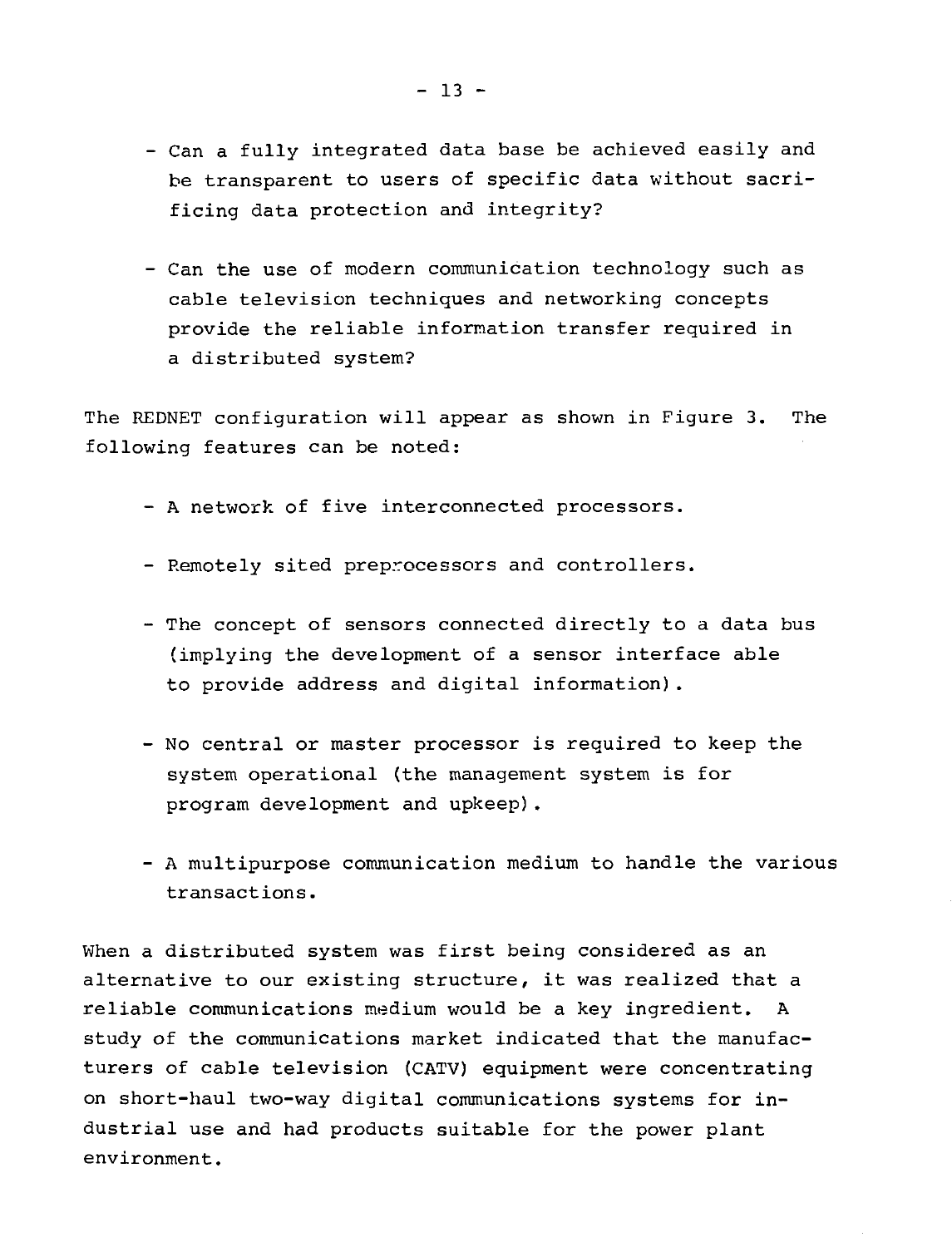- Can a fully integrated data base be achieved easily and be transparent to users of specific data without sacrificing data protection and integrity?

- Can the use of modern communication technology such as cable television techniques and networking concepts provide the reliable information transfer required in a distributed system?

The REDNET configuration will appear as shown in Figure 3. The following features can be noted:

- A network of five interconnected processors.

- Remotely sited preprocessors and controllers.

- The concept of sensors connected directly to a data bus (implying the development of a sensor interface able to provide address and digital information).

- No central or master processor is required to keep the system operational (the management system is for program development and upkeep).

- A multipurpose communication medium to handle the various transactions.

When a distributed system was first being considered as an alternative to our existing structure, it was realized that a reliable communications medium would be a key ingredient. A study of the communications market indicated that the manufacturers of cable television (CATV) equipment were concentrating on short-haul two-way digital communications systems for industrial use and had products suitable for the power plant environment.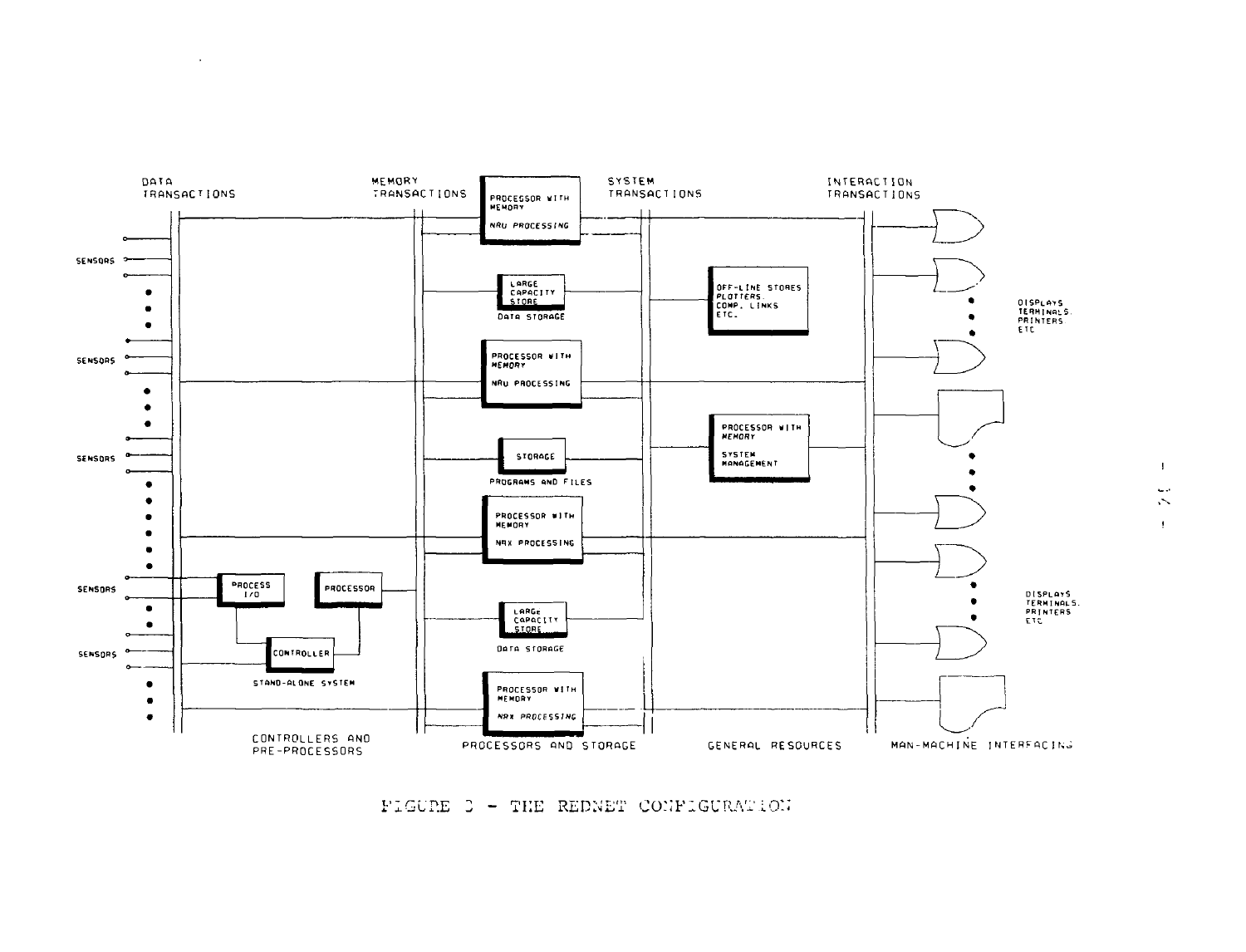DATA TRANSACTIONS

MEMORY TRANSACTIONS

SYSTEM TRANSACTIONS

INTERACTION TRANSACTIONS

PROCESSOR WITH MEMORY

NRU PROCESSING

SENSORS

LARGE CAPACITY STORE

DATA STORAGE

OFF-LINE STORES PLOTTERS. COMP. LINKS ETC.

DISPLAYS TERMINALS. PRINTERS ETC

PROCESSOR WITH MEMORY

NRU PROCESSING

SENSORS

STORAGE

PROGRAMS AND FILES

PROCESSOR WITH MEMORY

SYSTEM MANAGEMENT

SENSORS

PROCESSOR WITH MEMORY

NRX PROCESSING

SENSORS

PROCESS I/O

PROCESSOR

LARGE CAPACITY STORE

DATA STORAGE

DISPLAYS TERMINALS. PRINTERS ETC

SENSORS

CONTROLLER

STAND-ALONE SYSTEM

PROCESSOR WITH MEMORY

NRX PROCESSING

CONTROLLERS AND PRE-PROCESSORS

PROCESSORS AND STORAGE

GENERAL RESOURCES

MAN-MACHINE INTERFACING

FIGURE 3 - THE REDNET CONFIGURATION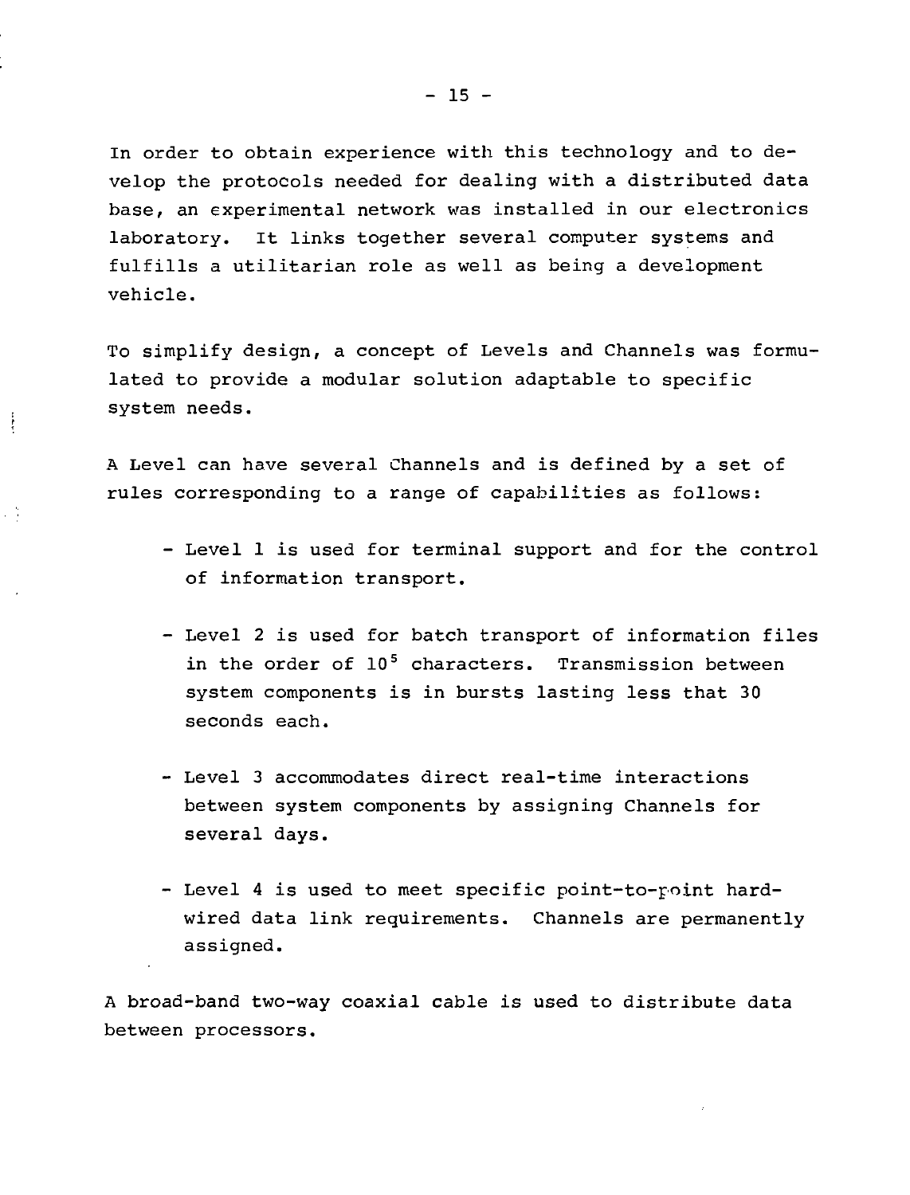In order to obtain experience with this technology and to develop the protocols needed for dealing with a distributed data base, an experimental network was installed in our electronics laboratory. It links together several computer systems and fulfills a utilitarian role as well as being a development vehicle.

To simplify design, a concept of Levels and Channels was formulated to provide a modular solution adaptable to specific system needs.

A Level can have several Channels and is defined by a set of rules corresponding to a range of capabilities as follows:

- Level 1 is used for terminal support and for the control of information transport.
- Level 2 is used for batch transport of information files in the order of $10^5$ characters. Transmission between system components is in bursts lasting less that 30 seconds each.
- Level 3 accommodates direct real-time interactions between system components by assigning Channels for several days.
- Level 4 is used to meet specific point-to-point hardwired data link requirements. Channels are permanently assigned.

A broad-band two-way coaxial cable is used to distribute data between processors.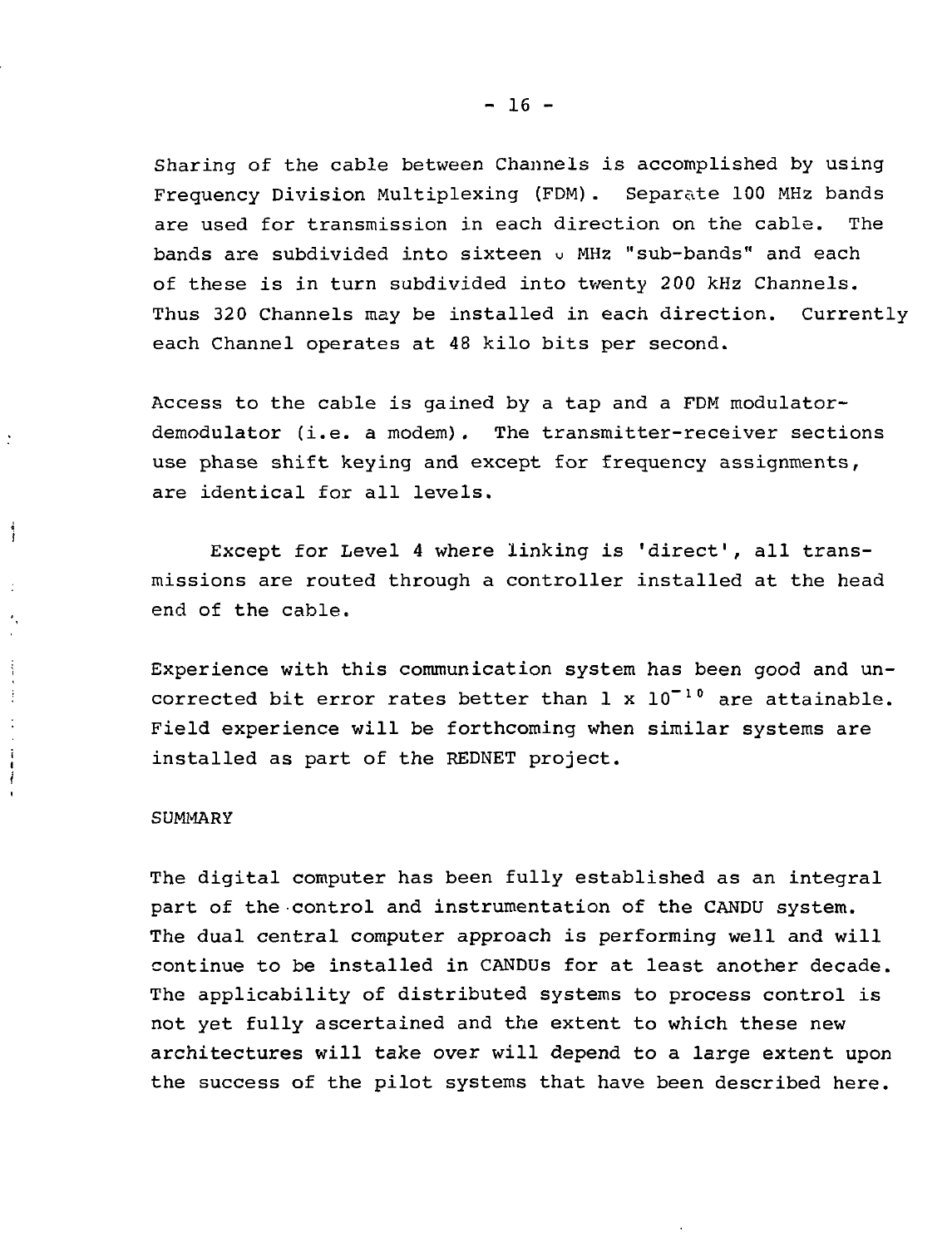Sharing of the cable between Channels is accomplished by using Frequency Division Multiplexing (FDM). Separate 100 MHz bands are used for transmission in each direction on the cable. The bands are subdivided into sixteen ᴗ MHz "sub-bands" and each of these is in turn subdivided into twenty 200 kHz Channels. Thus 320 Channels may be installed in each direction. Currently each Channel operates at 48 kilo bits per second.

Access to the cable is gained by a tap and a FDM modulator-demodulator (i.e. a modem). The transmitter-receiver sections use phase shift keying and except for frequency assignments, are identical for all levels.

Except for Level 4 where linking is 'direct', all transmissions are routed through a controller installed at the head end of the cable.

Experience with this communication system has been good and uncorrected bit error rates better than $1 \times 10^{-10}$ are attainable. Field experience will be forthcoming when similar systems are installed as part of the REDNET project.

## SUMMARY

The digital computer has been fully established as an integral part of the control and instrumentation of the CANDU system. The dual central computer approach is performing well and will continue to be installed in CANDUs for at least another decade. The applicability of distributed systems to process control is not yet fully ascertained and the extent to which these new architectures will take over will depend to a large extent upon the success of the pilot systems that have been described here.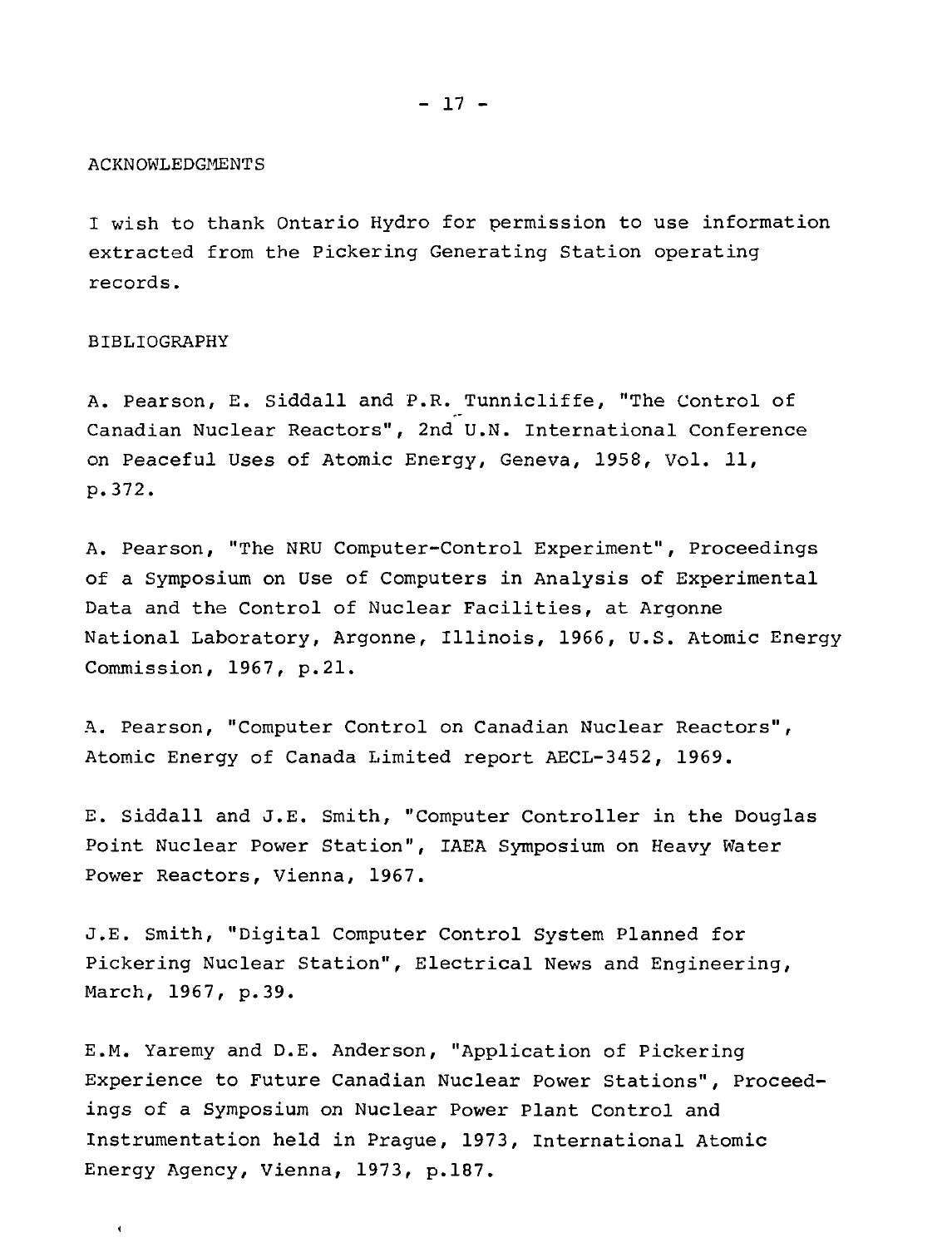## ACKNOWLEDGMENTS

I wish to thank Ontario Hydro for permission to use information extracted from the Pickering Generating Station operating records.

## BIBLIOGRAPHY

A. Pearson, E. Siddall and P.R. Tunnicliffe, "The Control of Canadian Nuclear Reactors", 2nd U.N. International Conference on Peaceful Uses of Atomic Energy, Geneva, 1958, Vol. 11, p.372.

A. Pearson, "The NRU Computer-Control Experiment", Proceedings of a Symposium on Use of Computers in Analysis of Experimental Data and the Control of Nuclear Facilities, at Argonne National Laboratory, Argonne, Illinois, 1966, U.S. Atomic Energy Commission, 1967, p.21.

A. Pearson, "Computer Control on Canadian Nuclear Reactors", Atomic Energy of Canada Limited report AECL-3452, 1969.

E. Siddall and J.E. Smith, "Computer Controller in the Douglas Point Nuclear Power Station", IAEA Symposium on Heavy Water Power Reactors, Vienna, 1967.

J.E. Smith, "Digital Computer Control System Planned for Pickering Nuclear Station", Electrical News and Engineering, March, 1967, p.39.

E.M. Yaremy and D.E. Anderson, "Application of Pickering Experience to Future Canadian Nuclear Power Stations", Proceedings of a Symposium on Nuclear Power Plant Control and Instrumentation held in Prague, 1973, International Atomic Energy Agency, Vienna, 1973, p.187.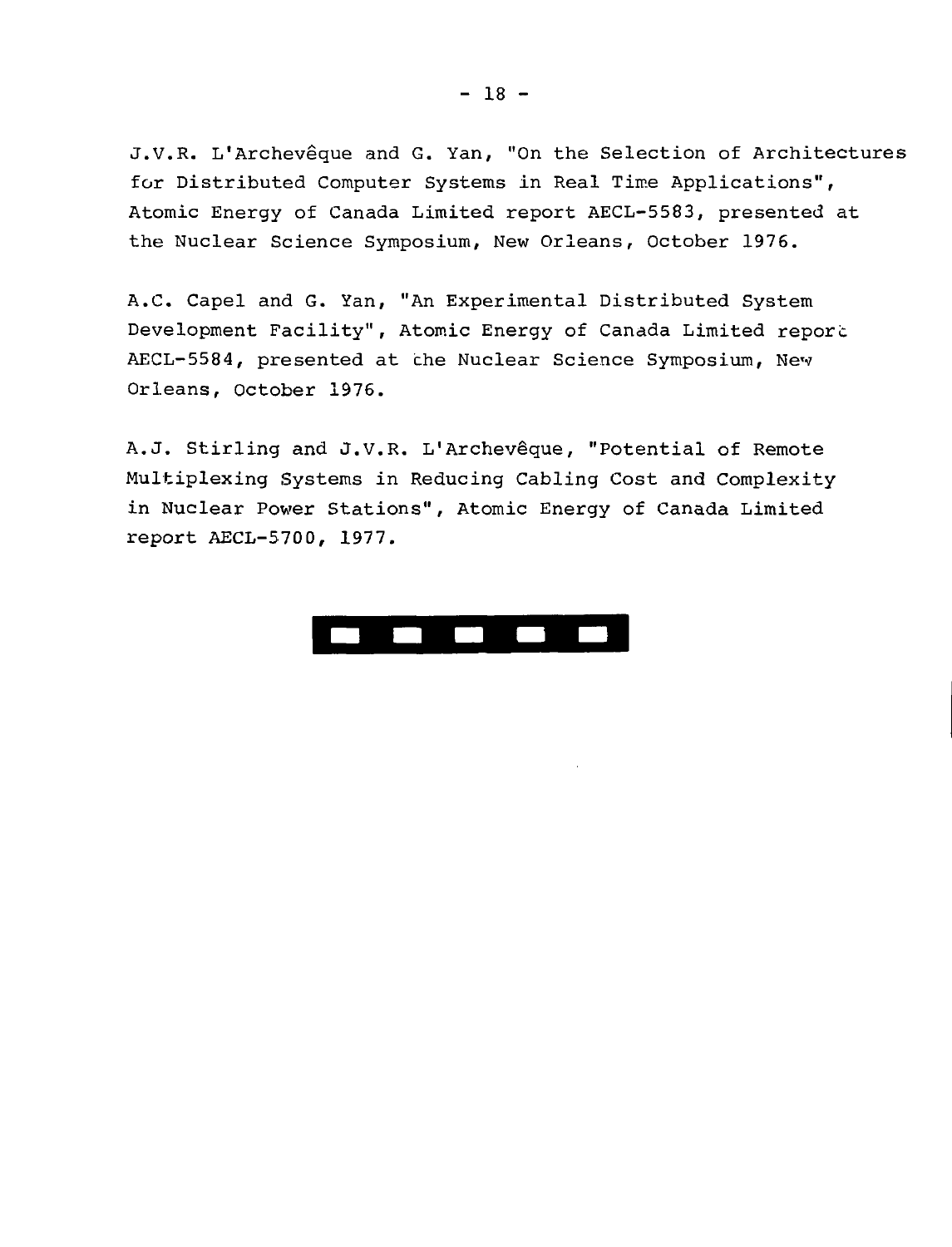J.V.R. L'Archevêque and G. Yan, "On the Selection of Architectures for Distributed Computer Systems in Real Time Applications", Atomic Energy of Canada Limited report AECL-5583, presented at the Nuclear Science Symposium, New Orleans, October 1976.

A.C. Capel and G. Yan, "An Experimental Distributed System Development Facility", Atomic Energy of Canada Limited report AECL-5584, presented at the Nuclear Science Symposium, New Orleans, October 1976.

A.J. Stirling and J.V.R. L'Archevêque, "Potential of Remote Multiplexing Systems in Reducing Cabling Cost and Complexity in Nuclear Power Stations", Atomic Energy of Canada Limited report AECL-5700, 1977.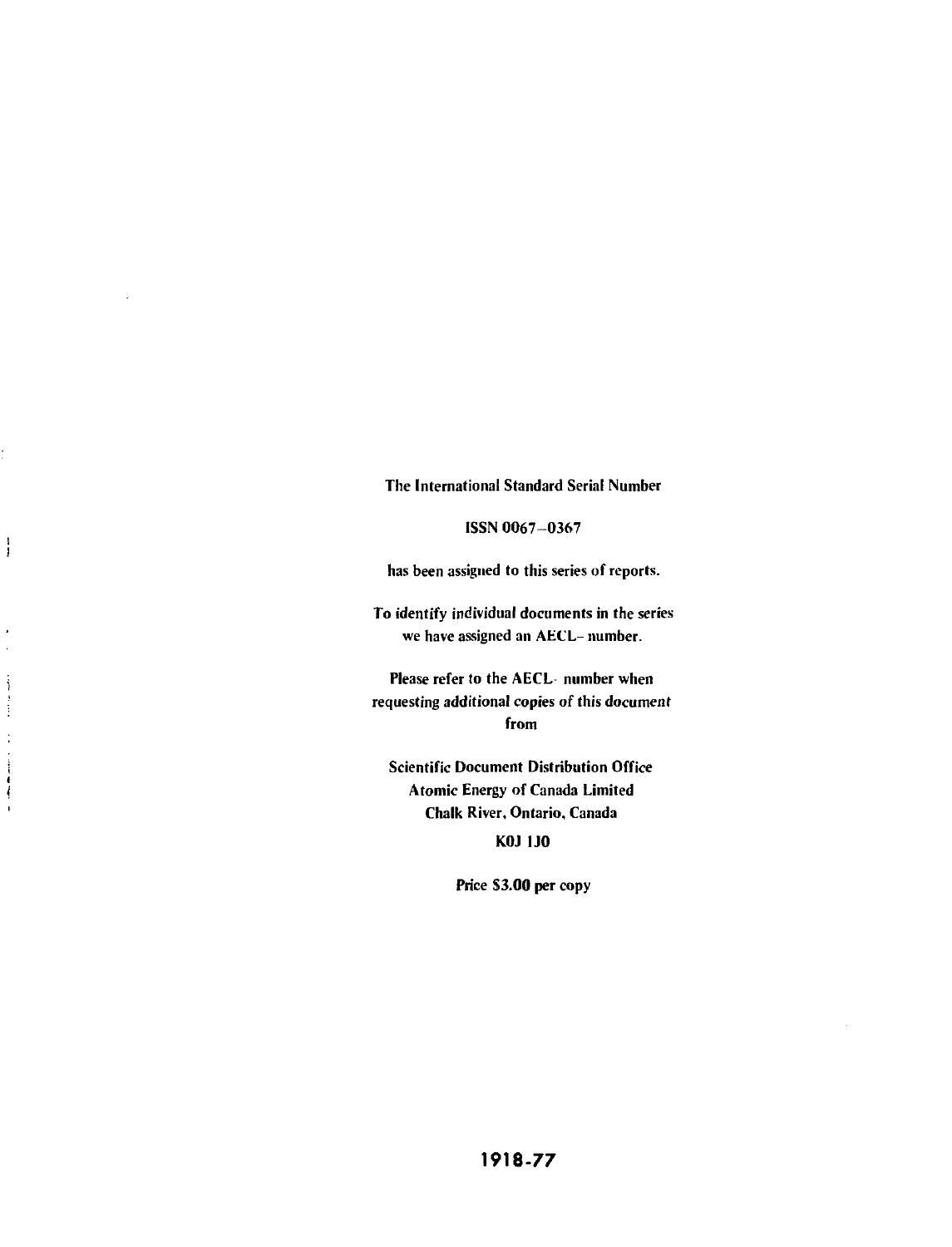The International Standard Serial Number

ISSN 0067–0367

has been assigned to this series of reports.

To identify individual documents in the series we have assigned an AECL– number.

Please refer to the AECL- number when requesting additional copies of this document from

Scientific Document Distribution Office
Atomic Energy of Canada Limited
Chalk River, Ontario, Canada
K0J 1J0

Price $3.00 per copy

**1918-77**